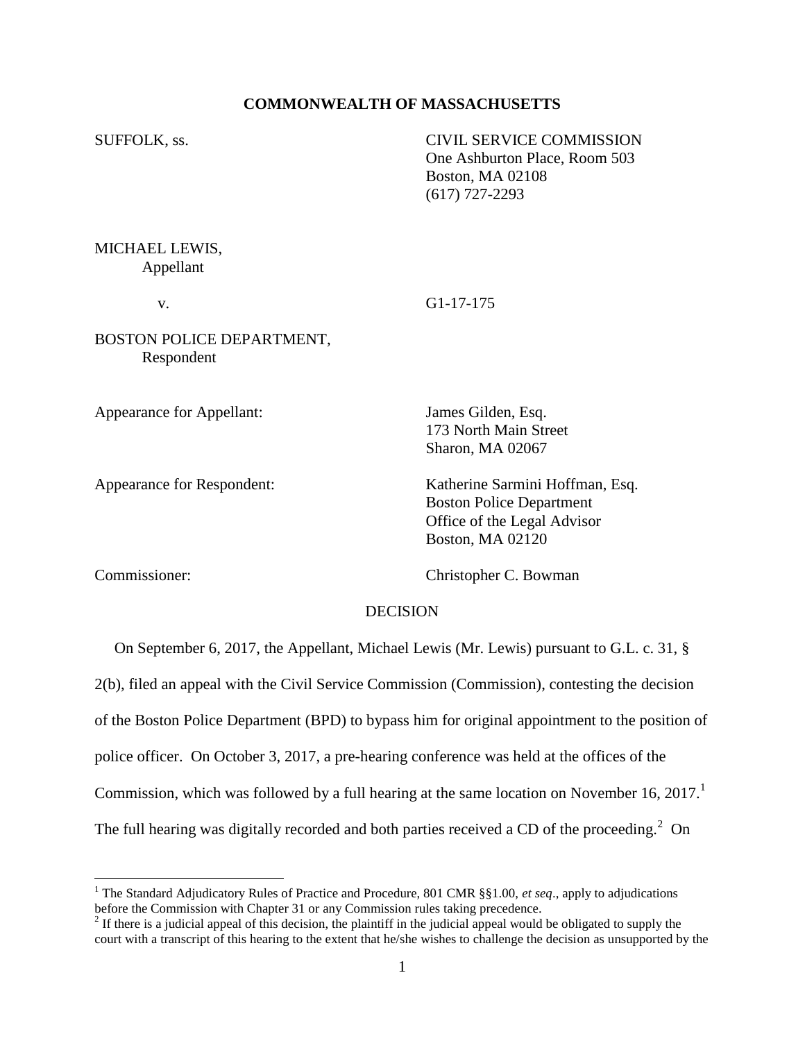**COMMONWEALTH OF MASSACHUSETTS**

SUFFOLK, ss.

CIVIL SERVICE COMMISSION
One Ashburton Place, Room 503
Boston, MA 02108
(617) 727-2293

MICHAEL LEWIS,
Appellant

v. G1-17-175

BOSTON POLICE DEPARTMENT,
Respondent

Appearance for Appellant: James Gilden, Esq.
173 North Main Street
Sharon, MA 02067

Appearance for Respondent: Katherine Sarmini Hoffman, Esq.
Boston Police Department
Office of the Legal Advisor
Boston, MA 02120

Commissioner: Christopher C. Bowman

DECISION

On September 6, 2017, the Appellant, Michael Lewis (Mr. Lewis) pursuant to G.L. c. 31, § 2(b), filed an appeal with the Civil Service Commission (Commission), contesting the decision of the Boston Police Department (BPD) to bypass him for original appointment to the position of police officer. On October 3, 2017, a pre-hearing conference was held at the offices of the Commission, which was followed by a full hearing at the same location on November 16, 2017.[1] The full hearing was digitally recorded and both parties received a CD of the proceeding.[2] On

[1] The Standard Adjudicatory Rules of Practice and Procedure, 801 CMR §§1.00, *et seq*., apply to adjudications before the Commission with Chapter 31 or any Commission rules taking precedence.

[2] If there is a judicial appeal of this decision, the plaintiff in the judicial appeal would be obligated to supply the court with a transcript of this hearing to the extent that he/she wishes to challenge the decision as unsupported by the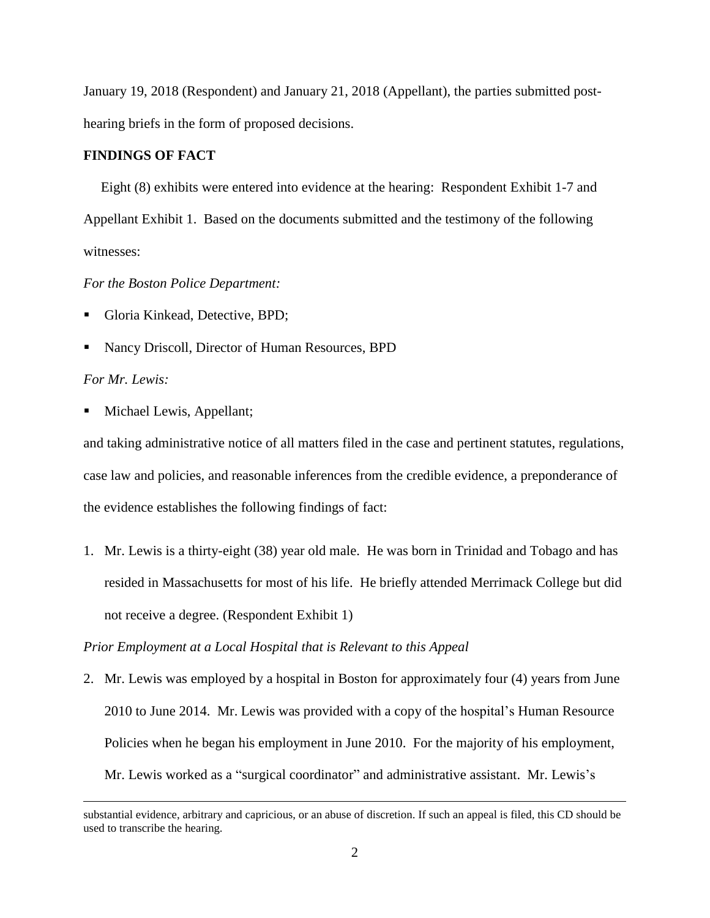January 19, 2018 (Respondent) and January 21, 2018 (Appellant), the parties submitted post-hearing briefs in the form of proposed decisions.

**FINDINGS OF FACT**

Eight (8) exhibits were entered into evidence at the hearing: Respondent Exhibit 1-7 and Appellant Exhibit 1. Based on the documents submitted and the testimony of the following witnesses:

*For the Boston Police Department:*

- Gloria Kinkead, Detective, BPD;
- Nancy Driscoll, Director of Human Resources, BPD

*For Mr. Lewis:*

- Michael Lewis, Appellant;

and taking administrative notice of all matters filed in the case and pertinent statutes, regulations, case law and policies, and reasonable inferences from the credible evidence, a preponderance of the evidence establishes the following findings of fact:

1. Mr. Lewis is a thirty-eight (38) year old male. He was born in Trinidad and Tobago and has resided in Massachusetts for most of his life. He briefly attended Merrimack College but did not receive a degree. (Respondent Exhibit 1)

*Prior Employment at a Local Hospital that is Relevant to this Appeal*

2. Mr. Lewis was employed by a hospital in Boston for approximately four (4) years from June 2010 to June 2014. Mr. Lewis was provided with a copy of the hospital's Human Resource Policies when he began his employment in June 2010. For the majority of his employment, Mr. Lewis worked as a "surgical coordinator" and administrative assistant. Mr. Lewis's

substantial evidence, arbitrary and capricious, or an abuse of discretion. If such an appeal is filed, this CD should be used to transcribe the hearing.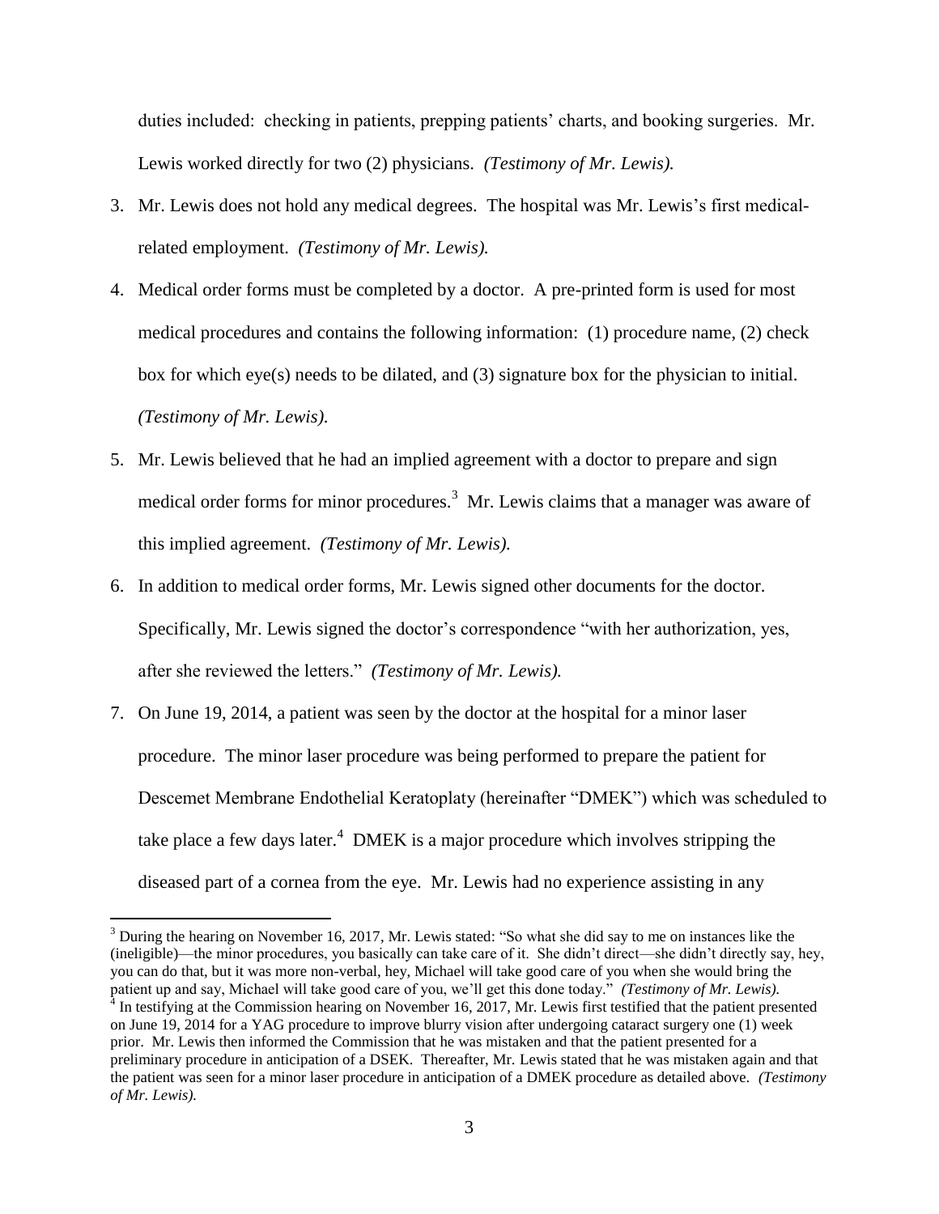duties included: checking in patients, prepping patients' charts, and booking surgeries. Mr. Lewis worked directly for two (2) physicians. *(Testimony of Mr. Lewis).*

3. Mr. Lewis does not hold any medical degrees. The hospital was Mr. Lewis's first medical-related employment. *(Testimony of Mr. Lewis).*

4. Medical order forms must be completed by a doctor. A pre-printed form is used for most medical procedures and contains the following information: (1) procedure name, (2) check box for which eye(s) needs to be dilated, and (3) signature box for the physician to initial. *(Testimony of Mr. Lewis).*

5. Mr. Lewis believed that he had an implied agreement with a doctor to prepare and sign medical order forms for minor procedures.[3] Mr. Lewis claims that a manager was aware of this implied agreement. *(Testimony of Mr. Lewis).*

6. In addition to medical order forms, Mr. Lewis signed other documents for the doctor. Specifically, Mr. Lewis signed the doctor's correspondence "with her authorization, yes, after she reviewed the letters." *(Testimony of Mr. Lewis).*

7. On June 19, 2014, a patient was seen by the doctor at the hospital for a minor laser procedure. The minor laser procedure was being performed to prepare the patient for Descemet Membrane Endothelial Keratoplaty (hereinafter "DMEK") which was scheduled to take place a few days later.[4] DMEK is a major procedure which involves stripping the diseased part of a cornea from the eye. Mr. Lewis had no experience assisting in any

---

[3] During the hearing on November 16, 2017, Mr. Lewis stated: "So what she did say to me on instances like the (ineligible)—the minor procedures, you basically can take care of it. She didn't direct—she didn't directly say, hey, you can do that, but it was more non-verbal, hey, Michael will take good care of you when she would bring the patient up and say, Michael will take good care of you, we'll get this done today." *(Testimony of Mr. Lewis).*

[4] In testifying at the Commission hearing on November 16, 2017, Mr. Lewis first testified that the patient presented on June 19, 2014 for a YAG procedure to improve blurry vision after undergoing cataract surgery one (1) week prior. Mr. Lewis then informed the Commission that he was mistaken and that the patient presented for a preliminary procedure in anticipation of a DSEK. Thereafter, Mr. Lewis stated that he was mistaken again and that the patient was seen for a minor laser procedure in anticipation of a DMEK procedure as detailed above. *(Testimony of Mr. Lewis).*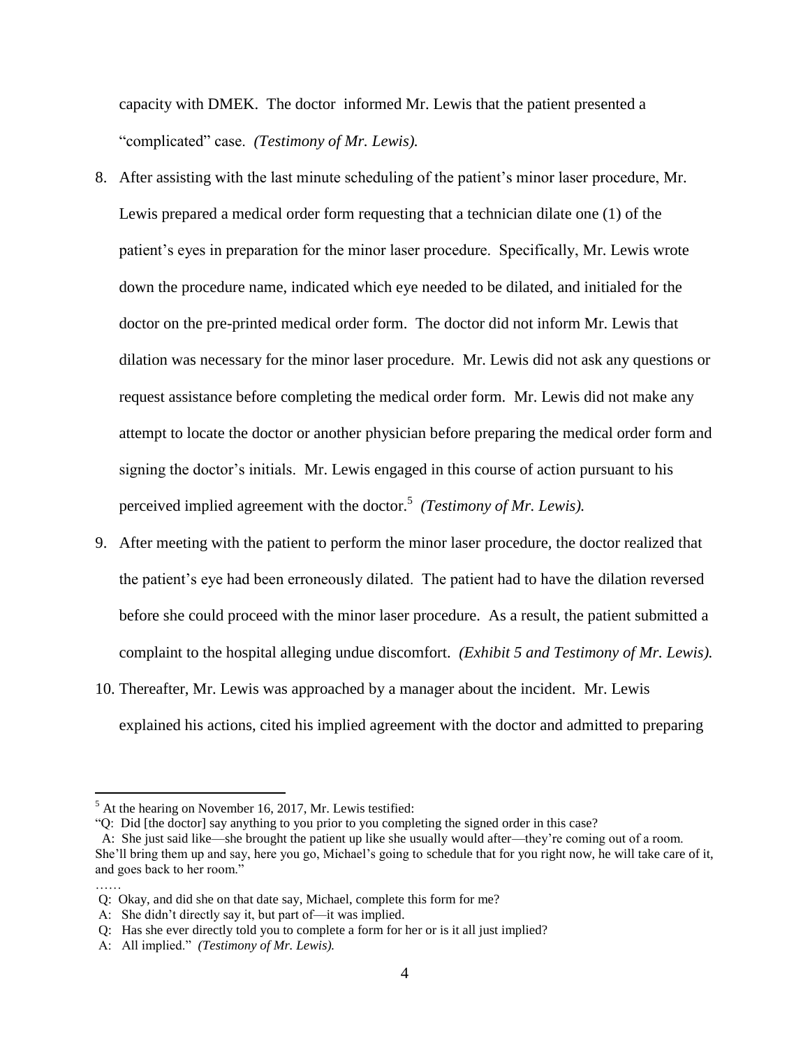capacity with DMEK. The doctor informed Mr. Lewis that the patient presented a "complicated" case. *(Testimony of Mr. Lewis).*

8. After assisting with the last minute scheduling of the patient's minor laser procedure, Mr. Lewis prepared a medical order form requesting that a technician dilate one (1) of the patient's eyes in preparation for the minor laser procedure. Specifically, Mr. Lewis wrote down the procedure name, indicated which eye needed to be dilated, and initialed for the doctor on the pre-printed medical order form. The doctor did not inform Mr. Lewis that dilation was necessary for the minor laser procedure. Mr. Lewis did not ask any questions or request assistance before completing the medical order form. Mr. Lewis did not make any attempt to locate the doctor or another physician before preparing the medical order form and signing the doctor's initials. Mr. Lewis engaged in this course of action pursuant to his perceived implied agreement with the doctor.[5] *(Testimony of Mr. Lewis).*
9. After meeting with the patient to perform the minor laser procedure, the doctor realized that the patient's eye had been erroneously dilated. The patient had to have the dilation reversed before she could proceed with the minor laser procedure. As a result, the patient submitted a complaint to the hospital alleging undue discomfort. *(Exhibit 5 and Testimony of Mr. Lewis).*
10. Thereafter, Mr. Lewis was approached by a manager about the incident. Mr. Lewis explained his actions, cited his implied agreement with the doctor and admitted to preparing

---

[5] At the hearing on November 16, 2017, Mr. Lewis testified:

"Q: Did [the doctor] say anything to you prior to you completing the signed order in this case?

A: She just said like—she brought the patient up like she usually would after—they're coming out of a room. She'll bring them up and say, here you go, Michael's going to schedule that for you right now, he will take care of it, and goes back to her room."

……

Q: Okay, and did she on that date say, Michael, complete this form for me?

A: She didn't directly say it, but part of—it was implied.

Q: Has she ever directly told you to complete a form for her or is it all just implied?

A: All implied." *(Testimony of Mr. Lewis).*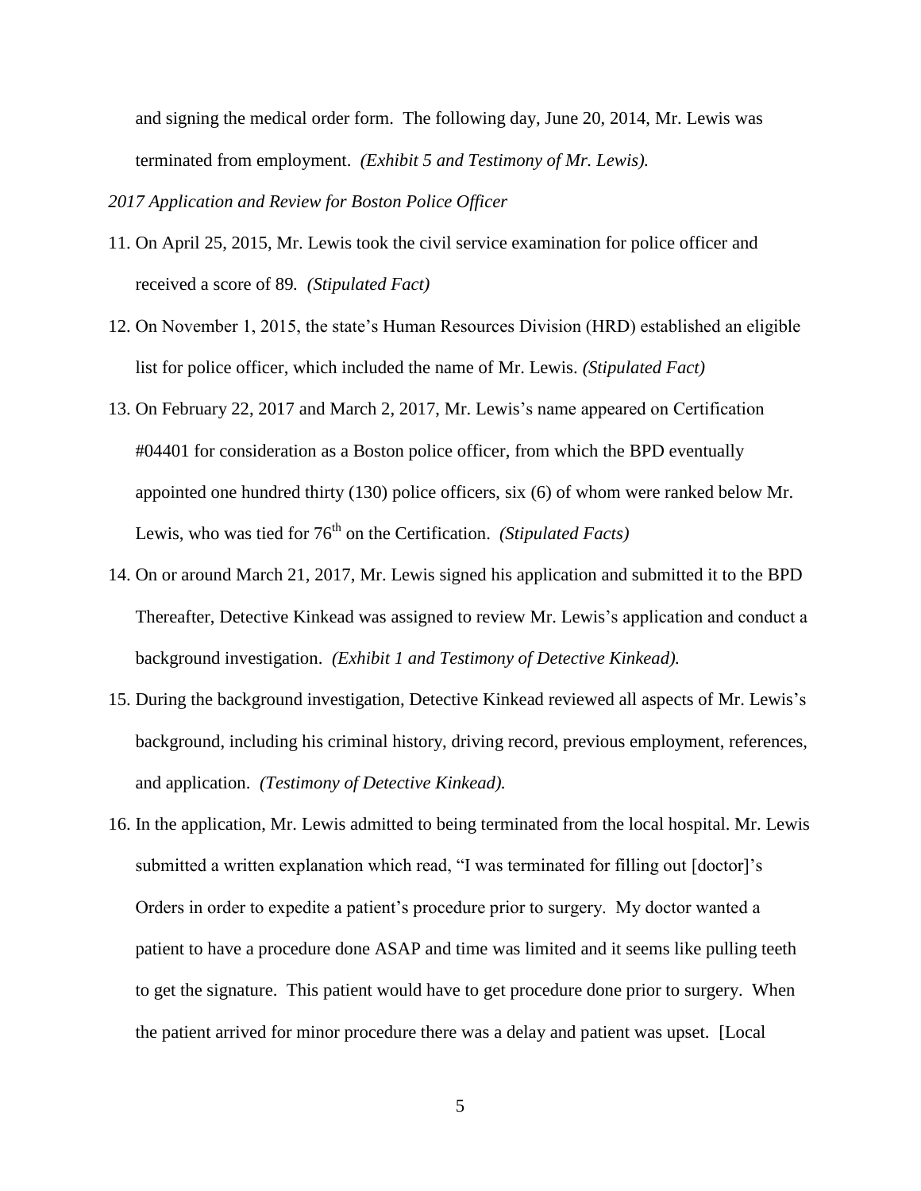and signing the medical order form. The following day, June 20, 2014, Mr. Lewis was terminated from employment. *(Exhibit 5 and Testimony of Mr. Lewis).*

*2017 Application and Review for Boston Police Officer*

11. On April 25, 2015, Mr. Lewis took the civil service examination for police officer and received a score of 89. *(Stipulated Fact)*

12. On November 1, 2015, the state's Human Resources Division (HRD) established an eligible list for police officer, which included the name of Mr. Lewis. *(Stipulated Fact)*

13. On February 22, 2017 and March 2, 2017, Mr. Lewis's name appeared on Certification #04401 for consideration as a Boston police officer, from which the BPD eventually appointed one hundred thirty (130) police officers, six (6) of whom were ranked below Mr. Lewis, who was tied for 76th on the Certification. *(Stipulated Facts)*

14. On or around March 21, 2017, Mr. Lewis signed his application and submitted it to the BPD Thereafter, Detective Kinkead was assigned to review Mr. Lewis's application and conduct a background investigation. *(Exhibit 1 and Testimony of Detective Kinkead).*

15. During the background investigation, Detective Kinkead reviewed all aspects of Mr. Lewis's background, including his criminal history, driving record, previous employment, references, and application. *(Testimony of Detective Kinkead).*

16. In the application, Mr. Lewis admitted to being terminated from the local hospital. Mr. Lewis submitted a written explanation which read, "I was terminated for filling out [doctor]'s Orders in order to expedite a patient's procedure prior to surgery. My doctor wanted a patient to have a procedure done ASAP and time was limited and it seems like pulling teeth to get the signature. This patient would have to get procedure done prior to surgery. When the patient arrived for minor procedure there was a delay and patient was upset. [Local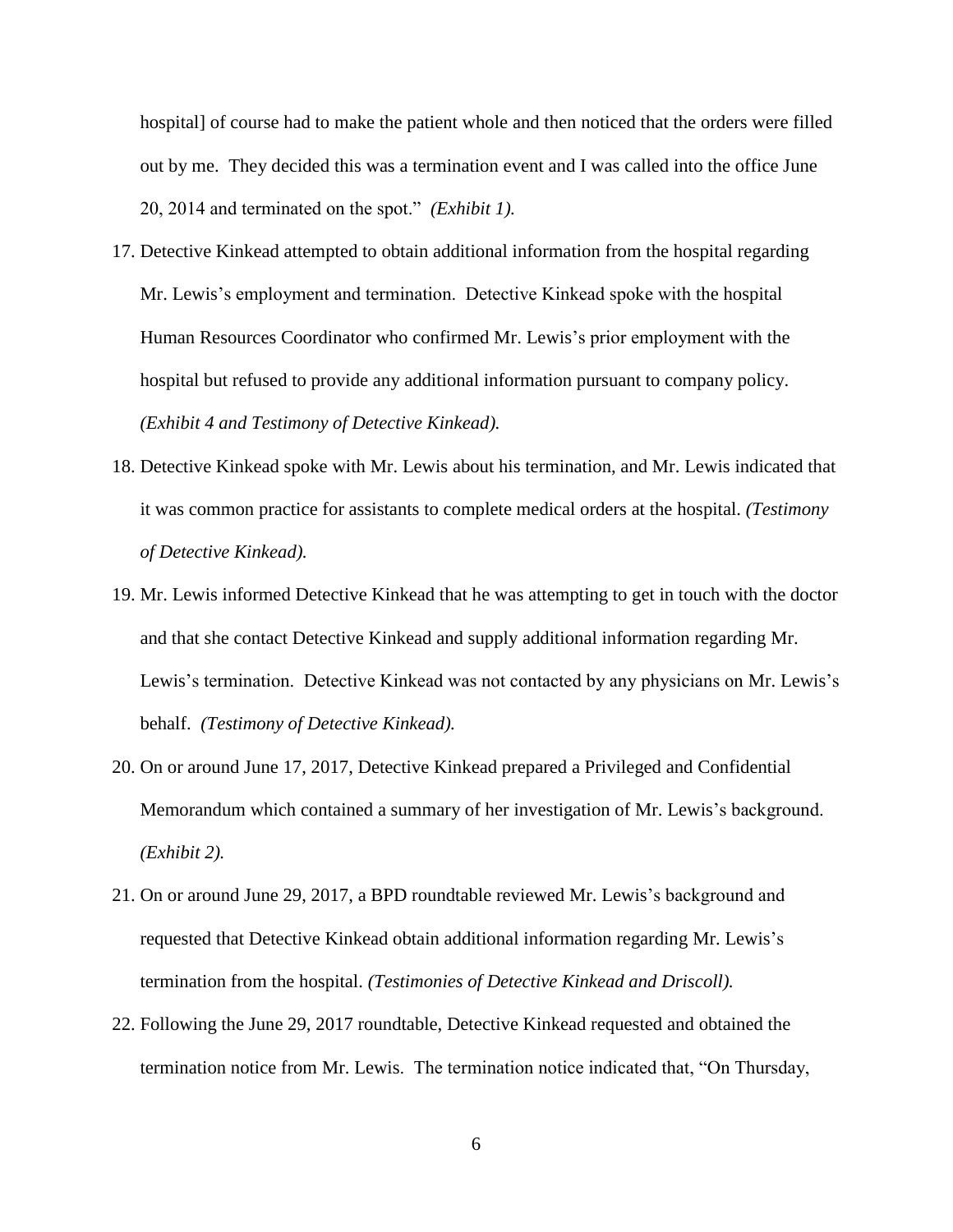hospital] of course had to make the patient whole and then noticed that the orders were filled out by me. They decided this was a termination event and I was called into the office June 20, 2014 and terminated on the spot." *(Exhibit 1).*

17. Detective Kinkead attempted to obtain additional information from the hospital regarding Mr. Lewis's employment and termination. Detective Kinkead spoke with the hospital Human Resources Coordinator who confirmed Mr. Lewis's prior employment with the hospital but refused to provide any additional information pursuant to company policy. *(Exhibit 4 and Testimony of Detective Kinkead).*
18. Detective Kinkead spoke with Mr. Lewis about his termination, and Mr. Lewis indicated that it was common practice for assistants to complete medical orders at the hospital. *(Testimony of Detective Kinkead).*
19. Mr. Lewis informed Detective Kinkead that he was attempting to get in touch with the doctor and that she contact Detective Kinkead and supply additional information regarding Mr. Lewis's termination. Detective Kinkead was not contacted by any physicians on Mr. Lewis's behalf. *(Testimony of Detective Kinkead).*
20. On or around June 17, 2017, Detective Kinkead prepared a Privileged and Confidential Memorandum which contained a summary of her investigation of Mr. Lewis's background. *(Exhibit 2).*
21. On or around June 29, 2017, a BPD roundtable reviewed Mr. Lewis's background and requested that Detective Kinkead obtain additional information regarding Mr. Lewis's termination from the hospital. *(Testimonies of Detective Kinkead and Driscoll).*
22. Following the June 29, 2017 roundtable, Detective Kinkead requested and obtained the termination notice from Mr. Lewis. The termination notice indicated that, "On Thursday,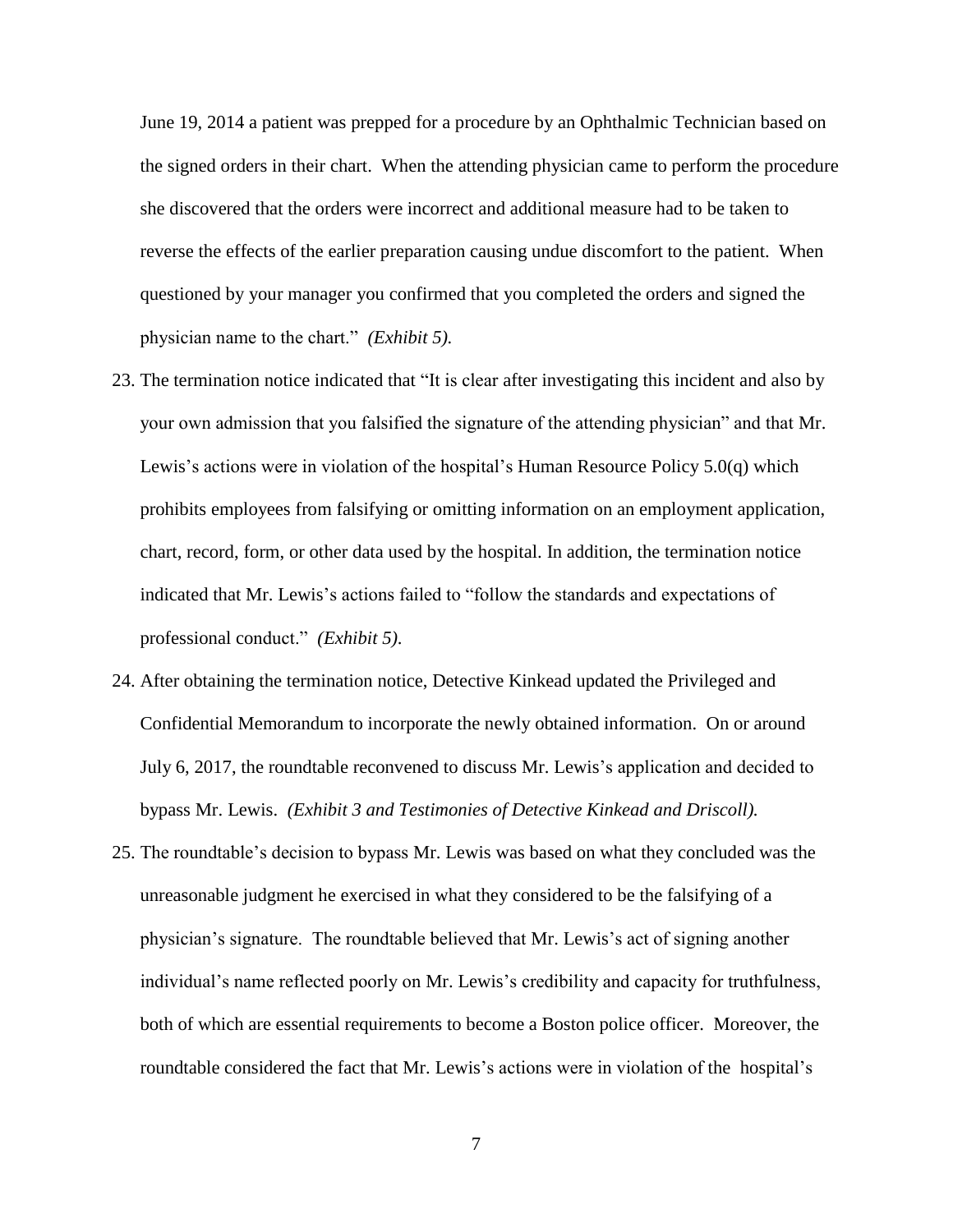June 19, 2014 a patient was prepped for a procedure by an Ophthalmic Technician based on the signed orders in their chart. When the attending physician came to perform the procedure she discovered that the orders were incorrect and additional measure had to be taken to reverse the effects of the earlier preparation causing undue discomfort to the patient. When questioned by your manager you confirmed that you completed the orders and signed the physician name to the chart." *(Exhibit 5).*

23. The termination notice indicated that "It is clear after investigating this incident and also by your own admission that you falsified the signature of the attending physician" and that Mr. Lewis's actions were in violation of the hospital's Human Resource Policy 5.0(q) which prohibits employees from falsifying or omitting information on an employment application, chart, record, form, or other data used by the hospital. In addition, the termination notice indicated that Mr. Lewis's actions failed to "follow the standards and expectations of professional conduct." *(Exhibit 5).*
24. After obtaining the termination notice, Detective Kinkead updated the Privileged and Confidential Memorandum to incorporate the newly obtained information. On or around July 6, 2017, the roundtable reconvened to discuss Mr. Lewis's application and decided to bypass Mr. Lewis. *(Exhibit 3 and Testimonies of Detective Kinkead and Driscoll).*
25. The roundtable's decision to bypass Mr. Lewis was based on what they concluded was the unreasonable judgment he exercised in what they considered to be the falsifying of a physician's signature. The roundtable believed that Mr. Lewis's act of signing another individual's name reflected poorly on Mr. Lewis's credibility and capacity for truthfulness, both of which are essential requirements to become a Boston police officer. Moreover, the roundtable considered the fact that Mr. Lewis's actions were in violation of the hospital's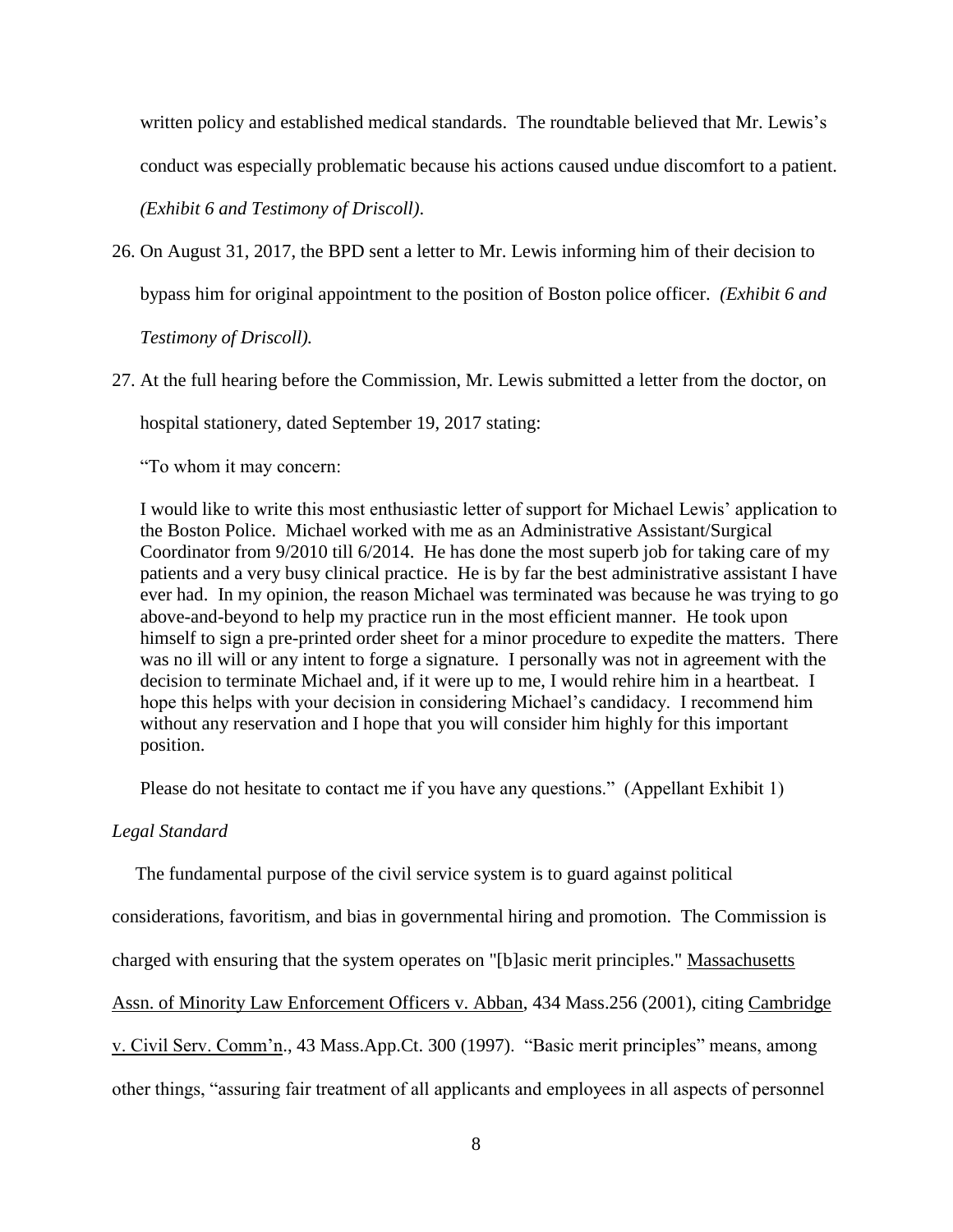written policy and established medical standards. The roundtable believed that Mr. Lewis's conduct was especially problematic because his actions caused undue discomfort to a patient. *(Exhibit 6 and Testimony of Driscoll)*.

26. On August 31, 2017, the BPD sent a letter to Mr. Lewis informing him of their decision to bypass him for original appointment to the position of Boston police officer. *(Exhibit 6 and Testimony of Driscoll).*

27. At the full hearing before the Commission, Mr. Lewis submitted a letter from the doctor, on hospital stationery, dated September 19, 2017 stating:

   "To whom it may concern:

   I would like to write this most enthusiastic letter of support for Michael Lewis' application to the Boston Police. Michael worked with me as an Administrative Assistant/Surgical Coordinator from 9/2010 till 6/2014. He has done the most superb job for taking care of my patients and a very busy clinical practice. He is by far the best administrative assistant I have ever had. In my opinion, the reason Michael was terminated was because he was trying to go above-and-beyond to help my practice run in the most efficient manner. He took upon himself to sign a pre-printed order sheet for a minor procedure to expedite the matters. There was no ill will or any intent to forge a signature. I personally was not in agreement with the decision to terminate Michael and, if it were up to me, I would rehire him in a heartbeat. I hope this helps with your decision in considering Michael's candidacy. I recommend him without any reservation and I hope that you will consider him highly for this important position.

   Please do not hesitate to contact me if you have any questions." (Appellant Exhibit 1)

*Legal Standard*

The fundamental purpose of the civil service system is to guard against political considerations, favoritism, and bias in governmental hiring and promotion. The Commission is charged with ensuring that the system operates on "[b]asic merit principles." Massachusetts Assn. of Minority Law Enforcement Officers v. Abban, 434 Mass.256 (2001), citing Cambridge v. Civil Serv. Comm'n., 43 Mass.App.Ct. 300 (1997). "Basic merit principles" means, among other things, "assuring fair treatment of all applicants and employees in all aspects of personnel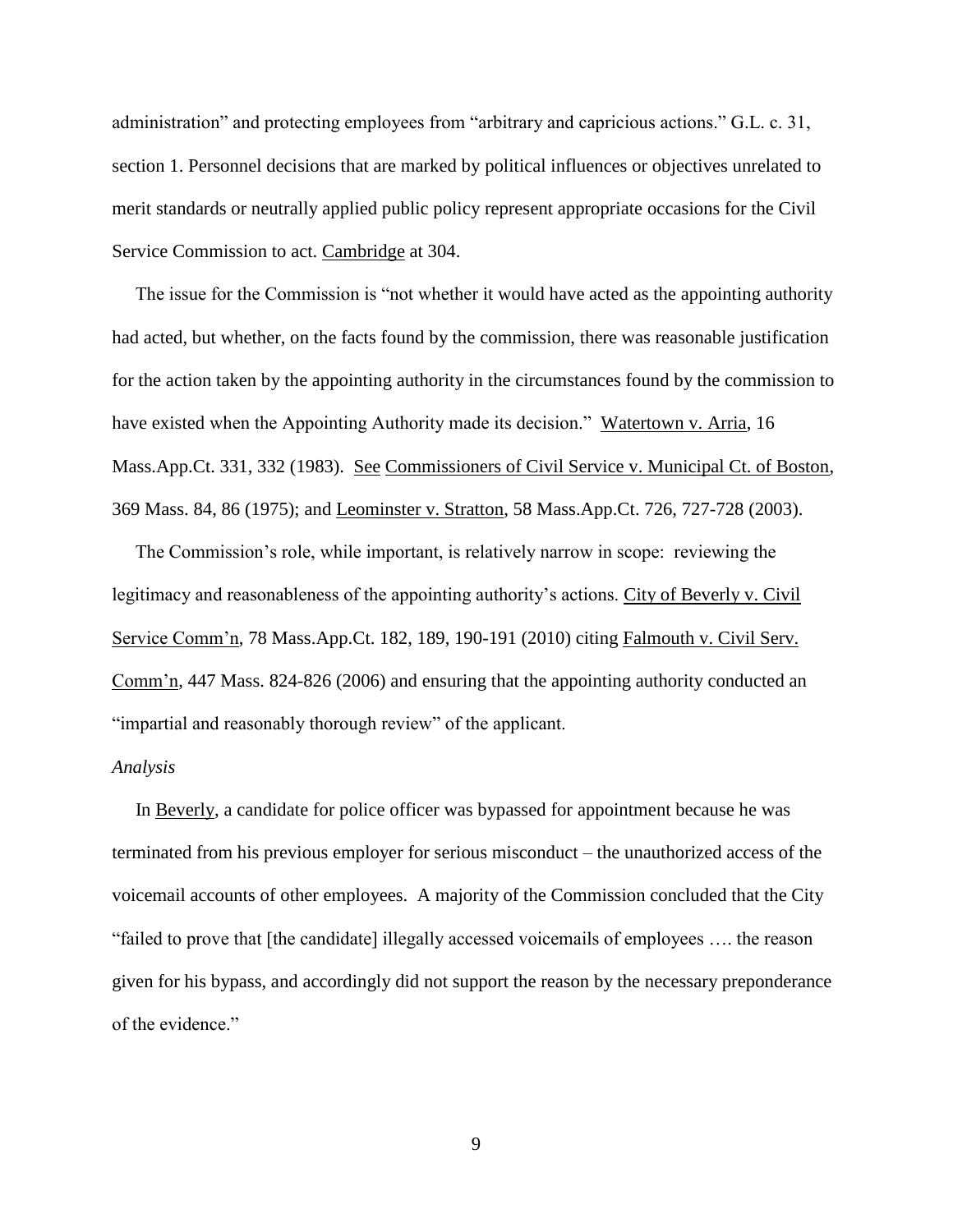administration" and protecting employees from "arbitrary and capricious actions." G.L. c. 31, section 1. Personnel decisions that are marked by political influences or objectives unrelated to merit standards or neutrally applied public policy represent appropriate occasions for the Civil Service Commission to act. Cambridge at 304.

The issue for the Commission is "not whether it would have acted as the appointing authority had acted, but whether, on the facts found by the commission, there was reasonable justification for the action taken by the appointing authority in the circumstances found by the commission to have existed when the Appointing Authority made its decision." Watertown v. Arria, 16 Mass.App.Ct. 331, 332 (1983). See Commissioners of Civil Service v. Municipal Ct. of Boston, 369 Mass. 84, 86 (1975); and Leominster v. Stratton, 58 Mass.App.Ct. 726, 727-728 (2003).

The Commission's role, while important, is relatively narrow in scope: reviewing the legitimacy and reasonableness of the appointing authority's actions. City of Beverly v. Civil Service Comm'n, 78 Mass.App.Ct. 182, 189, 190-191 (2010) citing Falmouth v. Civil Serv. Comm'n, 447 Mass. 824-826 (2006) and ensuring that the appointing authority conducted an "impartial and reasonably thorough review" of the applicant.

*Analysis*

In Beverly, a candidate for police officer was bypassed for appointment because he was terminated from his previous employer for serious misconduct – the unauthorized access of the voicemail accounts of other employees. A majority of the Commission concluded that the City "failed to prove that [the candidate] illegally accessed voicemails of employees …. the reason given for his bypass, and accordingly did not support the reason by the necessary preponderance of the evidence."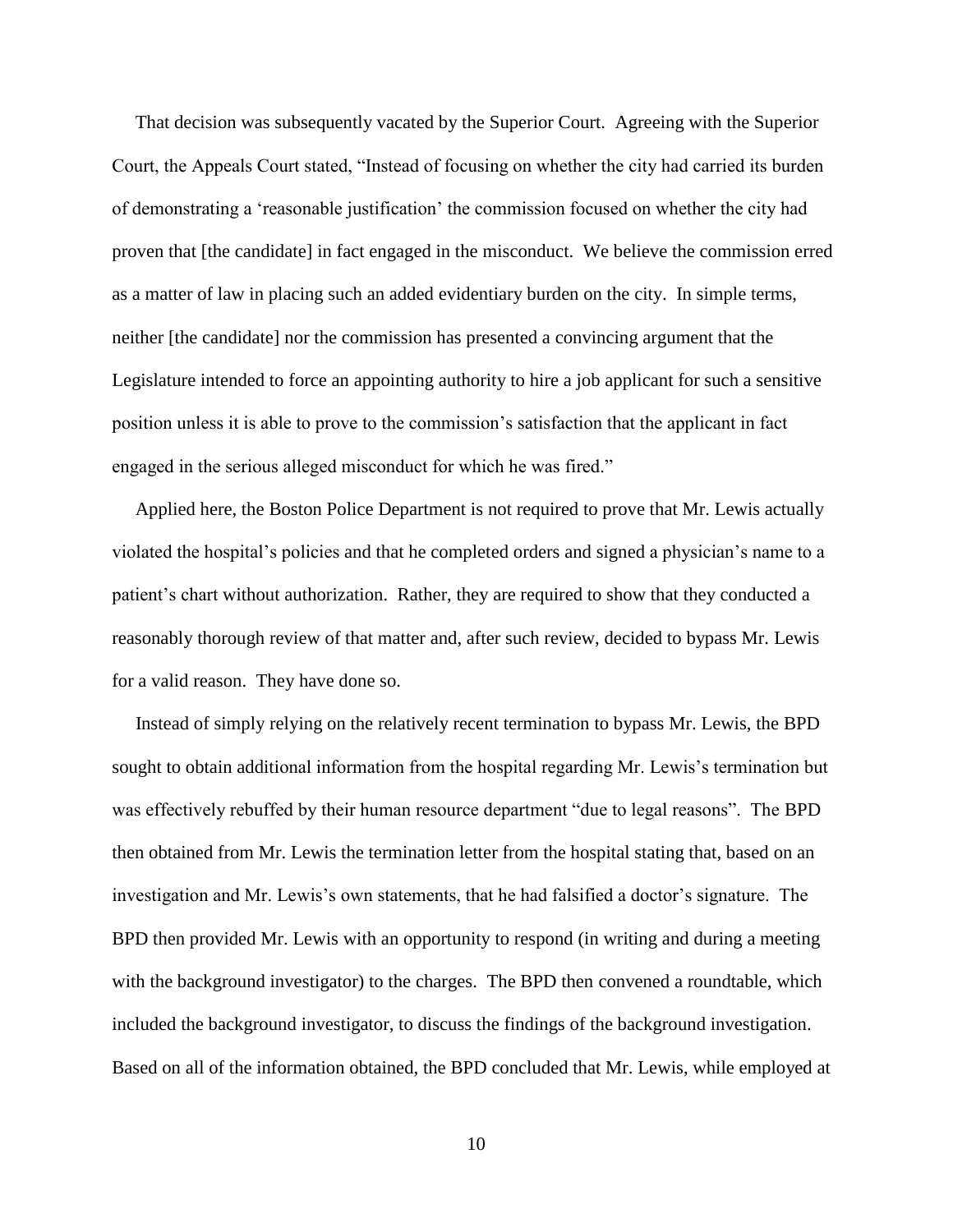That decision was subsequently vacated by the Superior Court. Agreeing with the Superior Court, the Appeals Court stated, "Instead of focusing on whether the city had carried its burden of demonstrating a 'reasonable justification' the commission focused on whether the city had proven that [the candidate] in fact engaged in the misconduct. We believe the commission erred as a matter of law in placing such an added evidentiary burden on the city. In simple terms, neither [the candidate] nor the commission has presented a convincing argument that the Legislature intended to force an appointing authority to hire a job applicant for such a sensitive position unless it is able to prove to the commission's satisfaction that the applicant in fact engaged in the serious alleged misconduct for which he was fired."

Applied here, the Boston Police Department is not required to prove that Mr. Lewis actually violated the hospital's policies and that he completed orders and signed a physician's name to a patient's chart without authorization. Rather, they are required to show that they conducted a reasonably thorough review of that matter and, after such review, decided to bypass Mr. Lewis for a valid reason. They have done so.

Instead of simply relying on the relatively recent termination to bypass Mr. Lewis, the BPD sought to obtain additional information from the hospital regarding Mr. Lewis's termination but was effectively rebuffed by their human resource department "due to legal reasons". The BPD then obtained from Mr. Lewis the termination letter from the hospital stating that, based on an investigation and Mr. Lewis's own statements, that he had falsified a doctor's signature. The BPD then provided Mr. Lewis with an opportunity to respond (in writing and during a meeting with the background investigator) to the charges. The BPD then convened a roundtable, which included the background investigator, to discuss the findings of the background investigation. Based on all of the information obtained, the BPD concluded that Mr. Lewis, while employed at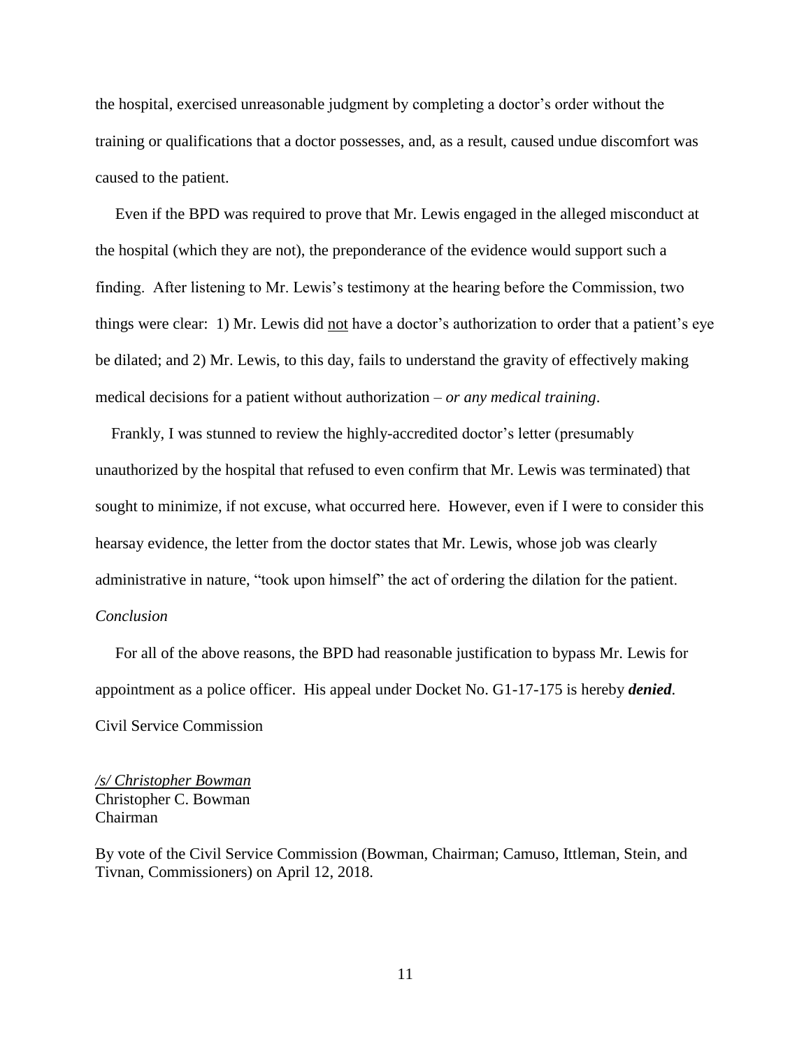the hospital, exercised unreasonable judgment by completing a doctor's order without the training or qualifications that a doctor possesses, and, as a result, caused undue discomfort was caused to the patient.

Even if the BPD was required to prove that Mr. Lewis engaged in the alleged misconduct at the hospital (which they are not), the preponderance of the evidence would support such a finding. After listening to Mr. Lewis's testimony at the hearing before the Commission, two things were clear: 1) Mr. Lewis did <u>not</u> have a doctor's authorization to order that a patient's eye be dilated; and 2) Mr. Lewis, to this day, fails to understand the gravity of effectively making medical decisions for a patient without authorization – *or any medical training*.

Frankly, I was stunned to review the highly-accredited doctor's letter (presumably unauthorized by the hospital that refused to even confirm that Mr. Lewis was terminated) that sought to minimize, if not excuse, what occurred here. However, even if I were to consider this hearsay evidence, the letter from the doctor states that Mr. Lewis, whose job was clearly administrative in nature, "took upon himself" the act of ordering the dilation for the patient.

*Conclusion*

For all of the above reasons, the BPD had reasonable justification to bypass Mr. Lewis for appointment as a police officer. His appeal under Docket No. G1-17-175 is hereby ***denied***.

Civil Service Commission

*/s/ Christopher Bowman*
Christopher C. Bowman
Chairman

By vote of the Civil Service Commission (Bowman, Chairman; Camuso, Ittleman, Stein, and Tivnan, Commissioners) on April 12, 2018.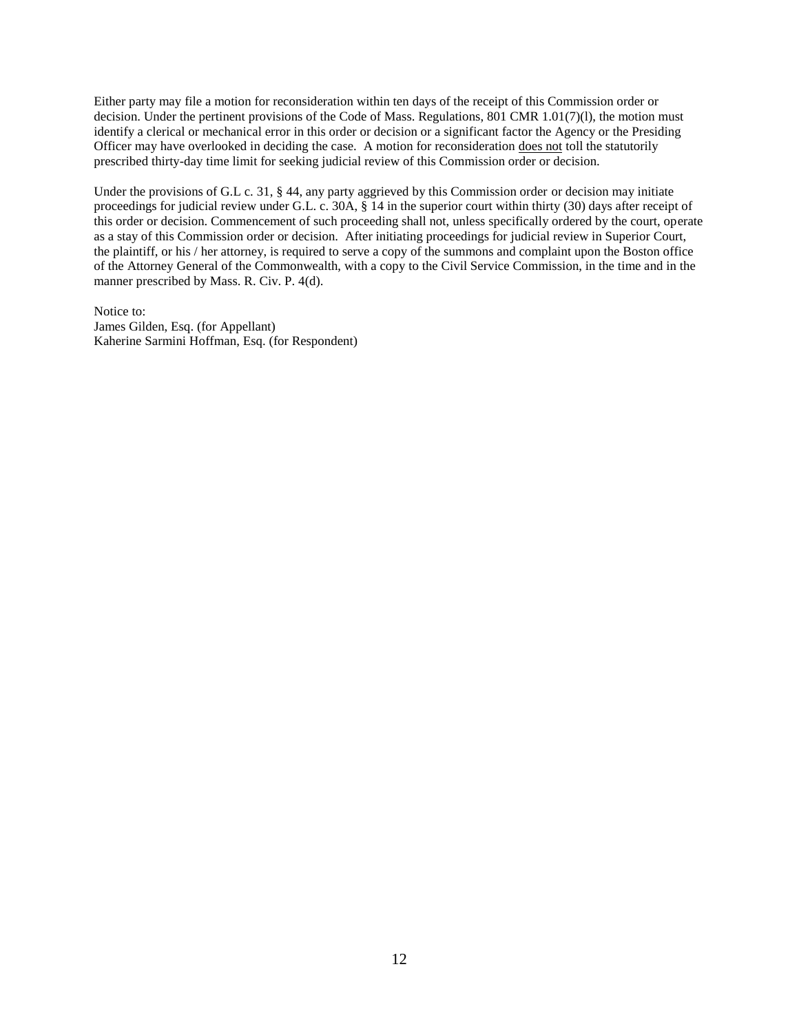Either party may file a motion for reconsideration within ten days of the receipt of this Commission order or decision. Under the pertinent provisions of the Code of Mass. Regulations, 801 CMR 1.01(7)(l), the motion must identify a clerical or mechanical error in this order or decision or a significant factor the Agency or the Presiding Officer may have overlooked in deciding the case. A motion for reconsideration does not toll the statutorily prescribed thirty-day time limit for seeking judicial review of this Commission order or decision.

Under the provisions of G.L c. 31, § 44, any party aggrieved by this Commission order or decision may initiate proceedings for judicial review under G.L. c. 30A, § 14 in the superior court within thirty (30) days after receipt of this order or decision. Commencement of such proceeding shall not, unless specifically ordered by the court, operate as a stay of this Commission order or decision. After initiating proceedings for judicial review in Superior Court, the plaintiff, or his / her attorney, is required to serve a copy of the summons and complaint upon the Boston office of the Attorney General of the Commonwealth, with a copy to the Civil Service Commission, in the time and in the manner prescribed by Mass. R. Civ. P. 4(d).

Notice to:
James Gilden, Esq. (for Appellant)
Kaherine Sarmini Hoffman, Esq. (for Respondent)